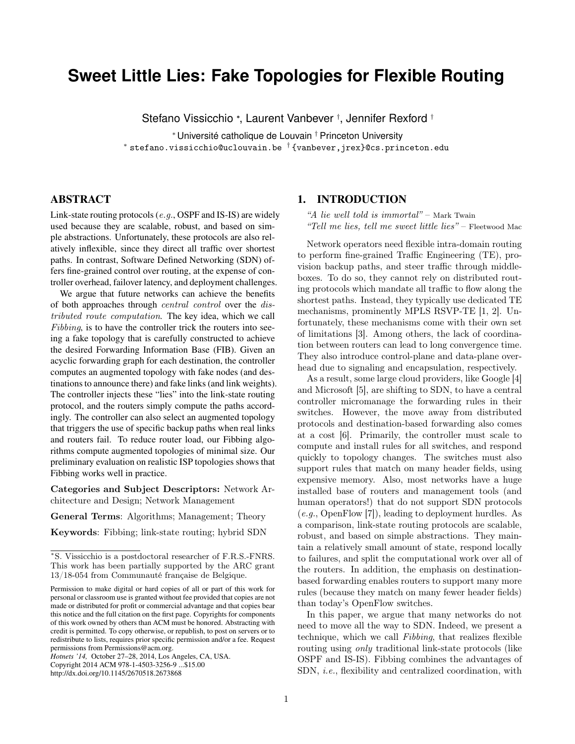# Sweet Little Lies: Fake Topologies for Flexible Routing

Stefano Vissicchio [*], Laurent Vanbever [†], Jennifer Rexford [†]

[*] Université catholique de Louvain [†] Princeton University
[*] stefano.vissicchio@uclouvain.be [†] {vanbever,jrex}@cs.princeton.edu

## ABSTRACT

Link-state routing protocols (*e.g.*, OSPF and IS-IS) are widely used because they are scalable, robust, and based on simple abstractions. Unfortunately, these protocols are also relatively inflexible, since they direct all traffic over shortest paths. In contrast, Software Defined Networking (SDN) offers fine-grained control over routing, at the expense of controller overhead, failover latency, and deployment challenges.

We argue that future networks can achieve the benefits of both approaches through *central control* over the *distributed route computation*. The key idea, which we call *Fibbing*, is to have the controller trick the routers into seeing a fake topology that is carefully constructed to achieve the desired Forwarding Information Base (FIB). Given an acyclic forwarding graph for each destination, the controller computes an augmented topology with fake nodes (and destinations to announce there) and fake links (and link weights). The controller injects these "lies" into the link-state routing protocol, and the routers simply compute the paths accordingly. The controller can also select an augmented topology that triggers the use of specific backup paths when real links and routers fail. To reduce router load, our Fibbing algorithms compute augmented topologies of minimal size. Our preliminary evaluation on realistic ISP topologies shows that Fibbing works well in practice.

**Categories and Subject Descriptors:** Network Architecture and Design; Network Management

**General Terms**: Algorithms; Management; Theory

**Keywords**: Fibbing; link-state routing; hybrid SDN

[*]S. Vissicchio is a postdoctoral researcher of F.R.S.-FNRS. This work has been partially supported by the ARC grant 13/18-054 from Communauté française de Belgique.

Permission to make digital or hard copies of all or part of this work for personal or classroom use is granted without fee provided that copies are not made or distributed for profit or commercial advantage and that copies bear this notice and the full citation on the first page. Copyrights for components of this work owned by others than ACM must be honored. Abstracting with credit is permitted. To copy otherwise, or republish, to post on servers or to redistribute to lists, requires prior specific permission and/or a fee. Request permissions from Permissions@acm.org.
*Hotnets '14,* October 27–28, 2014, Los Angeles, CA, USA.
Copyright 2014 ACM 978-1-4503-3256-9 ...$15.00
http://dx.doi.org/10.1145/2670518.2673868

## 1. INTRODUCTION

*"A lie well told is immortal"* – Mark Twain
*"Tell me lies, tell me sweet little lies"* – Fleetwood Mac

Network operators need flexible intra-domain routing to perform fine-grained Traffic Engineering (TE), provision backup paths, and steer traffic through middleboxes. To do so, they cannot rely on distributed routing protocols which mandate all traffic to flow along the shortest paths. Instead, they typically use dedicated TE mechanisms, prominently MPLS RSVP-TE [1, 2]. Unfortunately, these mechanisms come with their own set of limitations [3]. Among others, the lack of coordination between routers can lead to long convergence time. They also introduce control-plane and data-plane overhead due to signaling and encapsulation, respectively.

As a result, some large cloud providers, like Google [4] and Microsoft [5], are shifting to SDN, to have a central controller micromanage the forwarding rules in their switches. However, the move away from distributed protocols and destination-based forwarding also comes at a cost [6]. Primarily, the controller must scale to compute and install rules for all switches, and respond quickly to topology changes. The switches must also support rules that match on many header fields, using expensive memory. Also, most networks have a huge installed base of routers and management tools (and human operators!) that do not support SDN protocols (*e.g.*, OpenFlow [7]), leading to deployment hurdles. As a comparison, link-state routing protocols are scalable, robust, and based on simple abstractions. They maintain a relatively small amount of state, respond locally to failures, and split the computational work over all of the routers. In addition, the emphasis on destination-based forwarding enables routers to support many more rules (because they match on many fewer header fields) than today's OpenFlow switches.

In this paper, we argue that many networks do not need to move all the way to SDN. Indeed, we present a technique, which we call *Fibbing*, that realizes flexible routing using *only* traditional link-state protocols (like OSPF and IS-IS). Fibbing combines the advantages of SDN, *i.e.*, flexibility and centralized coordination, with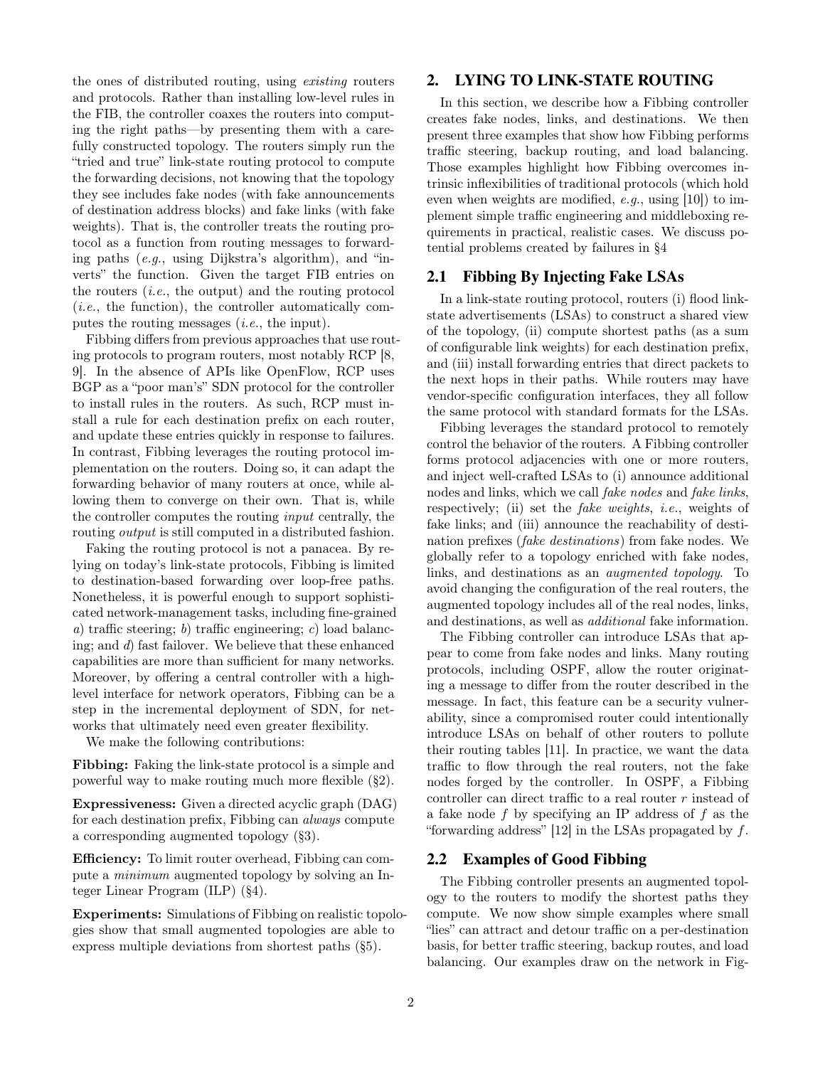the ones of distributed routing, using *existing* routers and protocols. Rather than installing low-level rules in the FIB, the controller coaxes the routers into computing the right paths—by presenting them with a carefully constructed topology. The routers simply run the "tried and true" link-state routing protocol to compute the forwarding decisions, not knowing that the topology they see includes fake nodes (with fake announcements of destination address blocks) and fake links (with fake weights). That is, the controller treats the routing protocol as a function from routing messages to forwarding paths (*e.g.*, using Dijkstra's algorithm), and "inverts" the function. Given the target FIB entries on the routers (*i.e.*, the output) and the routing protocol (*i.e.*, the function), the controller automatically computes the routing messages (*i.e.*, the input).

Fibbing differs from previous approaches that use routing protocols to program routers, most notably RCP [8, 9]. In the absence of APIs like OpenFlow, RCP uses BGP as a "poor man's" SDN protocol for the controller to install rules in the routers. As such, RCP must install a rule for each destination prefix on each router, and update these entries quickly in response to failures. In contrast, Fibbing leverages the routing protocol implementation on the routers. Doing so, it can adapt the forwarding behavior of many routers at once, while allowing them to converge on their own. That is, while the controller computes the routing *input* centrally, the routing *output* is still computed in a distributed fashion.

Faking the routing protocol is not a panacea. By relying on today's link-state protocols, Fibbing is limited to destination-based forwarding over loop-free paths. Nonetheless, it is powerful enough to support sophisticated network-management tasks, including fine-grained *a*) traffic steering; *b*) traffic engineering; *c*) load balancing; and *d*) fast failover. We believe that these enhanced capabilities are more than sufficient for many networks. Moreover, by offering a central controller with a high-level interface for network operators, Fibbing can be a step in the incremental deployment of SDN, for networks that ultimately need even greater flexibility.

We make the following contributions:

**Fibbing:** Faking the link-state protocol is a simple and powerful way to make routing much more flexible (§2).

**Expressiveness:** Given a directed acyclic graph (DAG) for each destination prefix, Fibbing can *always* compute a corresponding augmented topology (§3).

**Efficiency:** To limit router overhead, Fibbing can compute a *minimum* augmented topology by solving an Integer Linear Program (ILP) (§4).

**Experiments:** Simulations of Fibbing on realistic topologies show that small augmented topologies are able to express multiple deviations from shortest paths (§5).

## 2. LYING TO LINK-STATE ROUTING

In this section, we describe how a Fibbing controller creates fake nodes, links, and destinations. We then present three examples that show how Fibbing performs traffic steering, backup routing, and load balancing. Those examples highlight how Fibbing overcomes intrinsic inflexibilities of traditional protocols (which hold even when weights are modified, *e.g.*, using [10]) to implement simple traffic engineering and middleboxing requirements in practical, realistic cases. We discuss potential problems created by failures in §4

### 2.1 Fibbing By Injecting Fake LSAs

In a link-state routing protocol, routers (i) flood link-state advertisements (LSAs) to construct a shared view of the topology, (ii) compute shortest paths (as a sum of configurable link weights) for each destination prefix, and (iii) install forwarding entries that direct packets to the next hops in their paths. While routers may have vendor-specific configuration interfaces, they all follow the same protocol with standard formats for the LSAs.

Fibbing leverages the standard protocol to remotely control the behavior of the routers. A Fibbing controller forms protocol adjacencies with one or more routers, and inject well-crafted LSAs to (i) announce additional nodes and links, which we call *fake nodes* and *fake links*, respectively; (ii) set the *fake weights*, *i.e.*, weights of fake links; and (iii) announce the reachability of destination prefixes (*fake destinations*) from fake nodes. We globally refer to a topology enriched with fake nodes, links, and destinations as an *augmented topology*. To avoid changing the configuration of the real routers, the augmented topology includes all of the real nodes, links, and destinations, as well as *additional* fake information.

The Fibbing controller can introduce LSAs that appear to come from fake nodes and links. Many routing protocols, including OSPF, allow the router originating a message to differ from the router described in the message. In fact, this feature can be a security vulnerability, since a compromised router could intentionally introduce LSAs on behalf of other routers to pollute their routing tables [11]. In practice, we want the data traffic to flow through the real routers, not the fake nodes forged by the controller. In OSPF, a Fibbing controller can direct traffic to a real router $r$ instead of a fake node $f$ by specifying an IP address of $f$ as the "forwarding address" [12] in the LSAs propagated by $f$.

### 2.2 Examples of Good Fibbing

The Fibbing controller presents an augmented topology to the routers to modify the shortest paths they compute. We now show simple examples where small "lies" can attract and detour traffic on a per-destination basis, for better traffic steering, backup routes, and load balancing. Our examples draw on the network in Fig-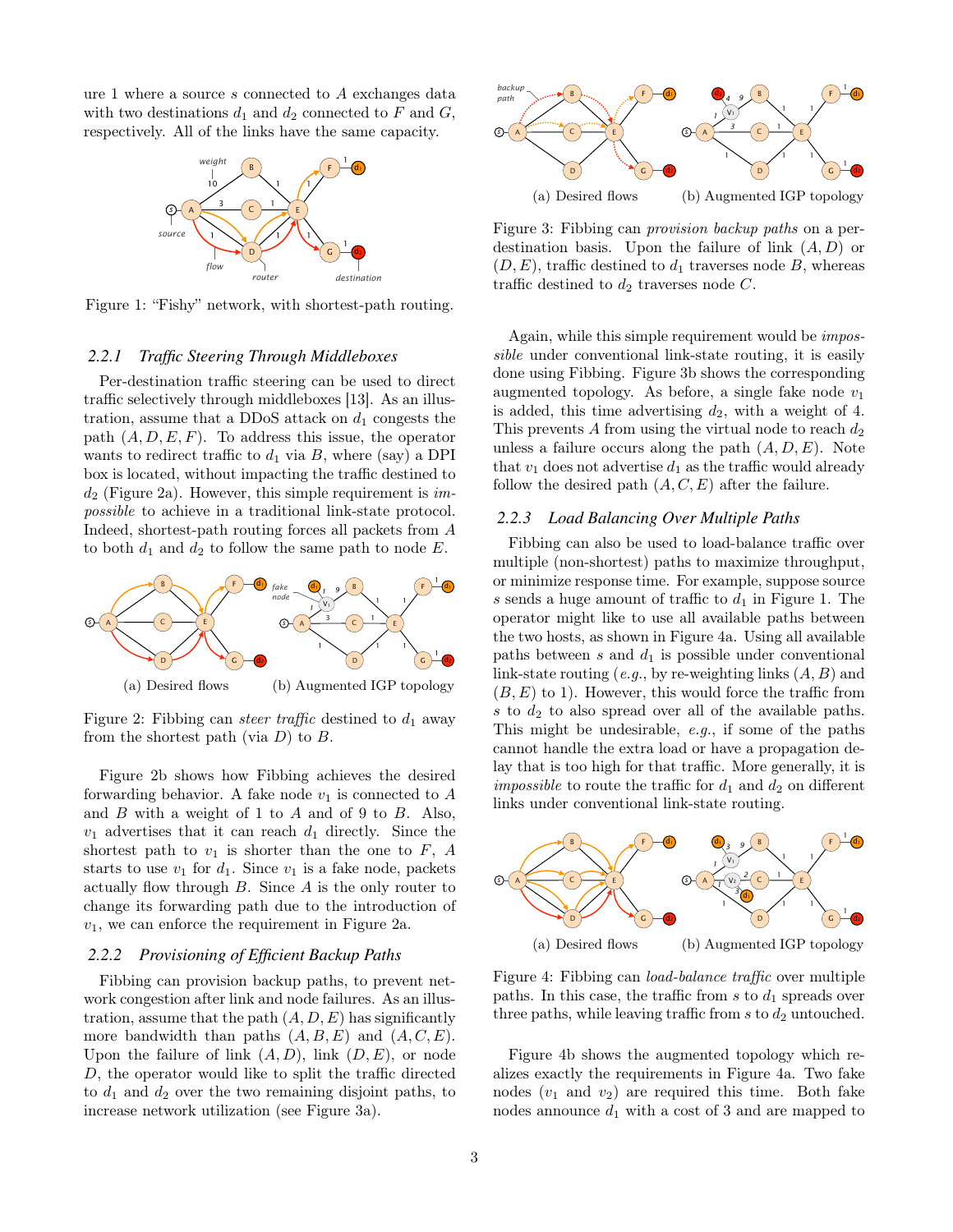ure 1 where a source $s$ connected to $A$ exchanges data with two destinations $d_1$ and $d_2$ connected to $F$ and $G$, respectively. All of the links have the same capacity.

Figure 1: "Fishy" network, with shortest-path routing.

### 2.2.1 Traffic Steering Through Middleboxes

Per-destination traffic steering can be used to direct traffic selectively through middleboxes [13]. As an illustration, assume that a DDoS attack on $d_1$ congests the path $(A, D, E, F)$. To address this issue, the operator wants to redirect traffic to $d_1$ via $B$, where (say) a DPI box is located, without impacting the traffic destined to $d_2$ (Figure 2a). However, this simple requirement is *impossible* to achieve in a traditional link-state protocol. Indeed, shortest-path routing forces all packets from $A$ to both $d_1$ and $d_2$ to follow the same path to node $E$.

(a) Desired flows (b) Augmented IGP topology

Figure 2: Fibbing can *steer traffic* destined to $d_1$ away from the shortest path (via $D$) to $B$.

Figure 2b shows how Fibbing achieves the desired forwarding behavior. A fake node $v_1$ is connected to $A$ and $B$ with a weight of 1 to $A$ and of 9 to $B$. Also, $v_1$ advertises that it can reach $d_1$ directly. Since the shortest path to $v_1$ is shorter than the one to $F$, $A$ starts to use $v_1$ for $d_1$. Since $v_1$ is a fake node, packets actually flow through $B$. Since $A$ is the only router to change its forwarding path due to the introduction of $v_1$, we can enforce the requirement in Figure 2a.

### 2.2.2 Provisioning of Efficient Backup Paths

Fibbing can provision backup paths, to prevent network congestion after link and node failures. As an illustration, assume that the path $(A, D, E)$ has significantly more bandwidth than paths $(A, B, E)$ and $(A, C, E)$. Upon the failure of link $(A, D)$, link $(D, E)$, or node $D$, the operator would like to split the traffic directed to $d_1$ and $d_2$ over the two remaining disjoint paths, to increase network utilization (see Figure 3a).

(a) Desired flows (b) Augmented IGP topology

Figure 3: Fibbing can *provision backup paths* on a per-destination basis. Upon the failure of link $(A, D)$ or $(D, E)$, traffic destined to $d_1$ traverses node $B$, whereas traffic destined to $d_2$ traverses node $C$.

Again, while this simple requirement would be *impossible* under conventional link-state routing, it is easily done using Fibbing. Figure 3b shows the corresponding augmented topology. As before, a single fake node $v_1$ is added, this time advertising $d_2$, with a weight of 4. This prevents $A$ from using the virtual node to reach $d_2$ unless a failure occurs along the path $(A, D, E)$. Note that $v_1$ does not advertise $d_1$ as the traffic would already follow the desired path $(A, C, E)$ after the failure.

### 2.2.3 Load Balancing Over Multiple Paths

Fibbing can also be used to load-balance traffic over multiple (non-shortest) paths to maximize throughput, or minimize response time. For example, suppose source $s$ sends a huge amount of traffic to $d_1$ in Figure 1. The operator might like to use all available paths between the two hosts, as shown in Figure 4a. Using all available paths between $s$ and $d_1$ is possible under conventional link-state routing (*e.g.*, by re-weighting links $(A, B)$ and $(B, E)$ to 1). However, this would force the traffic from $s$ to $d_2$ to also spread over all of the available paths. This might be undesirable, *e.g.*, if some of the paths cannot handle the extra load or have a propagation delay that is too high for that traffic. More generally, it is *impossible* to route the traffic for $d_1$ and $d_2$ on different links under conventional link-state routing.

(a) Desired flows (b) Augmented IGP topology

Figure 4: Fibbing can *load-balance traffic* over multiple paths. In this case, the traffic from $s$ to $d_1$ spreads over three paths, while leaving traffic from $s$ to $d_2$ untouched.

Figure 4b shows the augmented topology which realizes exactly the requirements in Figure 4a. Two fake nodes ($v_1$ and $v_2$) are required this time. Both fake nodes announce $d_1$ with a cost of 3 and are mapped to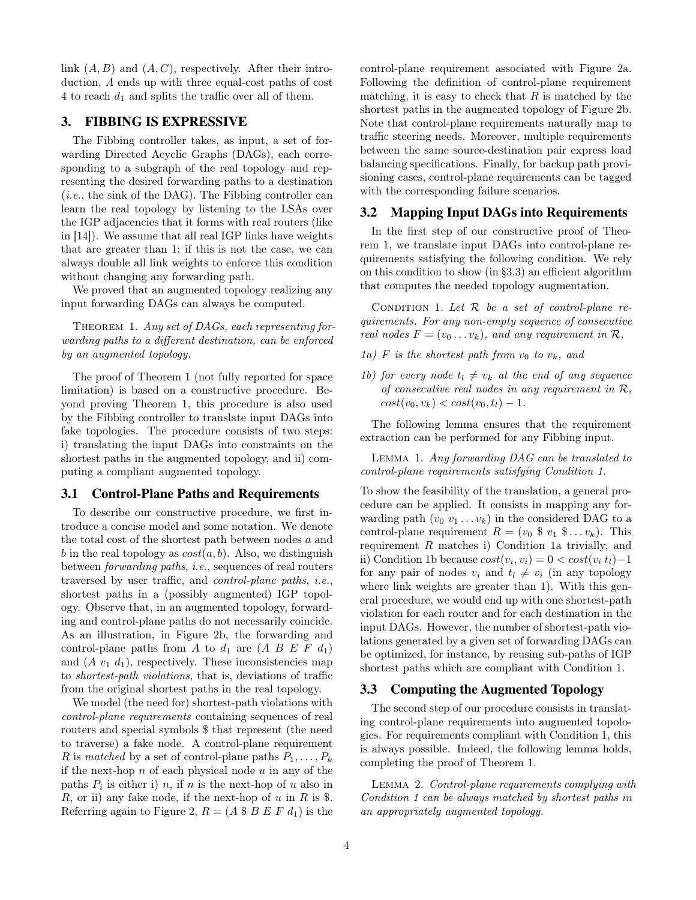link $(A, B)$ and $(A, C)$, respectively. After their introduction, $A$ ends up with three equal-cost paths of cost 4 to reach $d_1$ and splits the traffic over all of them.

## 3. FIBBING IS EXPRESSIVE

The Fibbing controller takes, as input, a set of forwarding Directed Acyclic Graphs (DAGs), each corresponding to a subgraph of the real topology and representing the desired forwarding paths to a destination (*i.e.*, the sink of the DAG). The Fibbing controller can learn the real topology by listening to the LSAs over the IGP adjacencies that it forms with real routers (like in [14]). We assume that all real IGP links have weights that are greater than 1; if this is not the case, we can always double all link weights to enforce this condition without changing any forwarding path.

We proved that an augmented topology realizing any input forwarding DAGs can always be computed.

Theorem 1. *Any set of DAGs, each representing forwarding paths to a different destination, can be enforced by an augmented topology.*

The proof of Theorem 1 (not fully reported for space limitation) is based on a constructive procedure. Beyond proving Theorem 1, this procedure is also used by the Fibbing controller to translate input DAGs into fake topologies. The procedure consists of two steps: i) translating the input DAGs into constraints on the shortest paths in the augmented topology, and ii) computing a compliant augmented topology.

### 3.1 Control-Plane Paths and Requirements

To describe our constructive procedure, we first introduce a concise model and some notation. We denote the total cost of the shortest path between nodes $a$ and $b$ in the real topology as $cost(a, b)$. Also, we distinguish between *forwarding paths*, *i.e.*, sequences of real routers traversed by user traffic, and *control-plane paths*, *i.e.*, shortest paths in a (possibly augmented) IGP topology. Observe that, in an augmented topology, forwarding and control-plane paths do not necessarily coincide. As an illustration, in Figure 2b, the forwarding and control-plane paths from $A$ to $d_1$ are $(A\ B\ E\ F\ d_1)$ and $(A\ v_1\ d_1)$, respectively. These inconsistencies map to *shortest-path violations*, that is, deviations of traffic from the original shortest paths in the real topology.

We model (the need for) shortest-path violations with *control-plane requirements* containing sequences of real routers and special symbols \$ that represent (the need to traverse) a fake node. A control-plane requirement $R$ is *matched* by a set of control-plane paths $P_1, \ldots, P_k$ if the next-hop $n$ of each physical node $u$ in any of the paths $P_i$ is either i) $n$, if $n$ is the next-hop of $u$ also in $R$, or ii) any fake node, if the next-hop of $u$ in $R$ is \$. Referring again to Figure 2, $R = (A\ \$\ B\ E\ F\ d_1)$ is the control-plane requirement associated with Figure 2a. Following the definition of control-plane requirement matching, it is easy to check that $R$ is matched by the shortest paths in the augmented topology of Figure 2b. Note that control-plane requirements naturally map to traffic steering needs. Moreover, multiple requirements between the same source-destination pair express load balancing specifications. Finally, for backup path provisioning cases, control-plane requirements can be tagged with the corresponding failure scenarios.

### 3.2 Mapping Input DAGs into Requirements

In the first step of our constructive proof of Theorem 1, we translate input DAGs into control-plane requirements satisfying the following condition. We rely on this condition to show (in §3.3) an efficient algorithm that computes the needed topology augmentation.

Condition 1. *Let $\mathcal{R}$ be a set of control-plane requirements. For any non-empty sequence of consecutive real nodes $F = (v_0 \ldots v_k)$, and any requirement in $\mathcal{R}$,*

*1a) $F$ is the shortest path from $v_0$ to $v_k$, and*

*1b) for every node $t_l \neq v_k$ at the end of any sequence of consecutive real nodes in any requirement in $\mathcal{R}$, $cost(v_0, v_k) < cost(v_0, t_l) - 1$.*

The following lemma ensures that the requirement extraction can be performed for any Fibbing input.

Lemma 1. *Any forwarding DAG can be translated to control-plane requirements satisfying Condition 1.*

To show the feasibility of the translation, a general procedure can be applied. It consists in mapping any forwarding path $(v_0\ v_1 \ldots v_k)$ in the considered DAG to a control-plane requirement $R = (v_0\ \$\ v_1\ \$ \ldots v_k)$. This requirement $R$ matches i) Condition 1a trivially, and ii) Condition 1b because $cost(v_i, v_i) = 0 < cost(v_i\ t_l) - 1$ for any pair of nodes $v_i$ and $t_l \neq v_i$ (in any topology where link weights are greater than 1). With this general procedure, we would end up with one shortest-path violation for each router and for each destination in the input DAGs. However, the number of shortest-path violations generated by a given set of forwarding DAGs can be optimized, for instance, by reusing sub-paths of IGP shortest paths which are compliant with Condition 1.

### 3.3 Computing the Augmented Topology

The second step of our procedure consists in translating control-plane requirements into augmented topologies. For requirements compliant with Condition 1, this is always possible. Indeed, the following lemma holds, completing the proof of Theorem 1.

Lemma 2. *Control-plane requirements complying with Condition 1 can be always matched by shortest paths in an appropriately augmented topology.*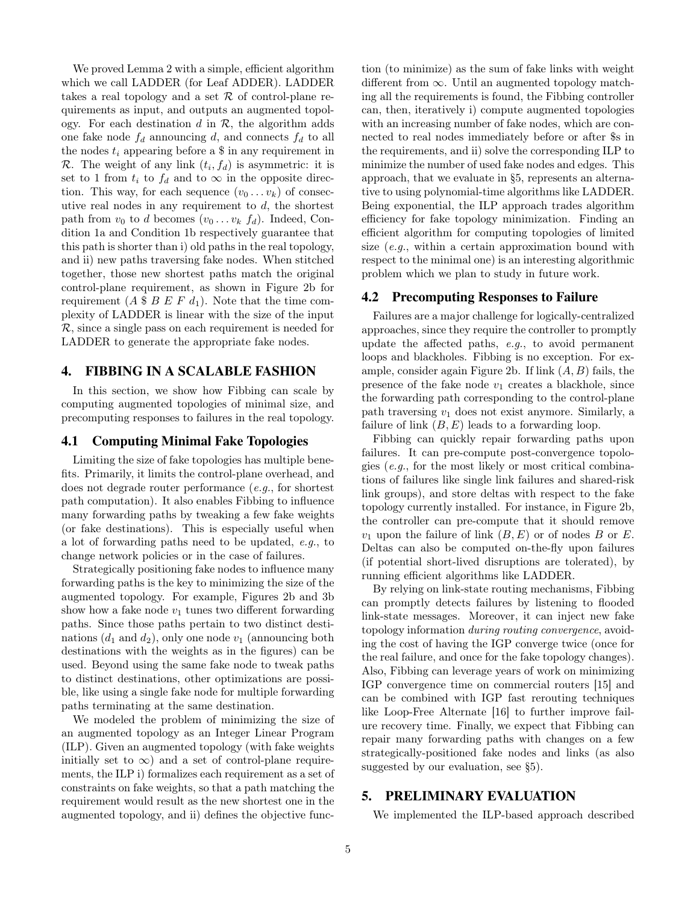We proved Lemma 2 with a simple, efficient algorithm which we call LADDER (for Leaf ADDER). LADDER takes a real topology and a set $\mathcal{R}$ of control-plane requirements as input, and outputs an augmented topology. For each destination $d$ in $\mathcal{R}$, the algorithm adds one fake node $f_d$ announcing $d$, and connects $f_d$ to all the nodes $t_i$ appearing before a \$ in any requirement in $\mathcal{R}$. The weight of any link $(t_i, f_d)$ is asymmetric: it is set to 1 from $t_i$ to $f_d$ and to $\infty$ in the opposite direction. This way, for each sequence $(v_0 \dots v_k)$ of consecutive real nodes in any requirement to $d$, the shortest path from $v_0$ to $d$ becomes $(v_0 \dots v_k\ f_d)$. Indeed, Condition 1a and Condition 1b respectively guarantee that this path is shorter than i) old paths in the real topology, and ii) new paths traversing fake nodes. When stitched together, those new shortest paths match the original control-plane requirement, as shown in Figure 2b for requirement ($A$ \$ $B$ $E$ $F$ $d_1$). Note that the time complexity of LADDER is linear with the size of the input $\mathcal{R}$, since a single pass on each requirement is needed for LADDER to generate the appropriate fake nodes.

# 4. FIBBING IN A SCALABLE FASHION

In this section, we show how Fibbing can scale by computing augmented topologies of minimal size, and precomputing responses to failures in the real topology.

## 4.1 Computing Minimal Fake Topologies

Limiting the size of fake topologies has multiple benefits. Primarily, it limits the control-plane overhead, and does not degrade router performance (*e.g.*, for shortest path computation). It also enables Fibbing to influence many forwarding paths by tweaking a few fake weights (or fake destinations). This is especially useful when a lot of forwarding paths need to be updated, *e.g.*, to change network policies or in the case of failures.

Strategically positioning fake nodes to influence many forwarding paths is the key to minimizing the size of the augmented topology. For example, Figures 2b and 3b show how a fake node $v_1$ tunes two different forwarding paths. Since those paths pertain to two distinct destinations ($d_1$ and $d_2$), only one node $v_1$ (announcing both destinations with the weights as in the figures) can be used. Beyond using the same fake node to tweak paths to distinct destinations, other optimizations are possible, like using a single fake node for multiple forwarding paths terminating at the same destination.

We modeled the problem of minimizing the size of an augmented topology as an Integer Linear Program (ILP). Given an augmented topology (with fake weights initially set to $\infty$) and a set of control-plane requirements, the ILP i) formalizes each requirement as a set of constraints on fake weights, so that a path matching the requirement would result as the new shortest one in the augmented topology, and ii) defines the objective function (to minimize) as the sum of fake links with weight different from $\infty$. Until an augmented topology matching all the requirements is found, the Fibbing controller can, then, iteratively i) compute augmented topologies with an increasing number of fake nodes, which are connected to real nodes immediately before or after \$s in the requirements, and ii) solve the corresponding ILP to minimize the number of used fake nodes and edges. This approach, that we evaluate in §5, represents an alternative to using polynomial-time algorithms like LADDER. Being exponential, the ILP approach trades algorithm efficiency for fake topology minimization. Finding an efficient algorithm for computing topologies of limited size (*e.g.*, within a certain approximation bound with respect to the minimal one) is an interesting algorithmic problem which we plan to study in future work.

## 4.2 Precomputing Responses to Failure

Failures are a major challenge for logically-centralized approaches, since they require the controller to promptly update the affected paths, *e.g.*, to avoid permanent loops and blackholes. Fibbing is no exception. For example, consider again Figure 2b. If link $(A, B)$ fails, the presence of the fake node $v_1$ creates a blackhole, since the forwarding path corresponding to the control-plane path traversing $v_1$ does not exist anymore. Similarly, a failure of link $(B, E)$ leads to a forwarding loop.

Fibbing can quickly repair forwarding paths upon failures. It can pre-compute post-convergence topologies (*e.g.*, for the most likely or most critical combinations of failures like single link failures and shared-risk link groups), and store deltas with respect to the fake topology currently installed. For instance, in Figure 2b, the controller can pre-compute that it should remove $v_1$ upon the failure of link $(B, E)$ or of nodes $B$ or $E$. Deltas can also be computed on-the-fly upon failures (if potential short-lived disruptions are tolerated), by running efficient algorithms like LADDER.

By relying on link-state routing mechanisms, Fibbing can promptly detects failures by listening to flooded link-state messages. Moreover, it can inject new fake topology information *during routing convergence*, avoiding the cost of having the IGP converge twice (once for the real failure, and once for the fake topology changes). Also, Fibbing can leverage years of work on minimizing IGP convergence time on commercial routers [15] and can be combined with IGP fast rerouting techniques like Loop-Free Alternate [16] to further improve failure recovery time. Finally, we expect that Fibbing can repair many forwarding paths with changes on a few strategically-positioned fake nodes and links (as also suggested by our evaluation, see §5).

# 5. PRELIMINARY EVALUATION

We implemented the ILP-based approach described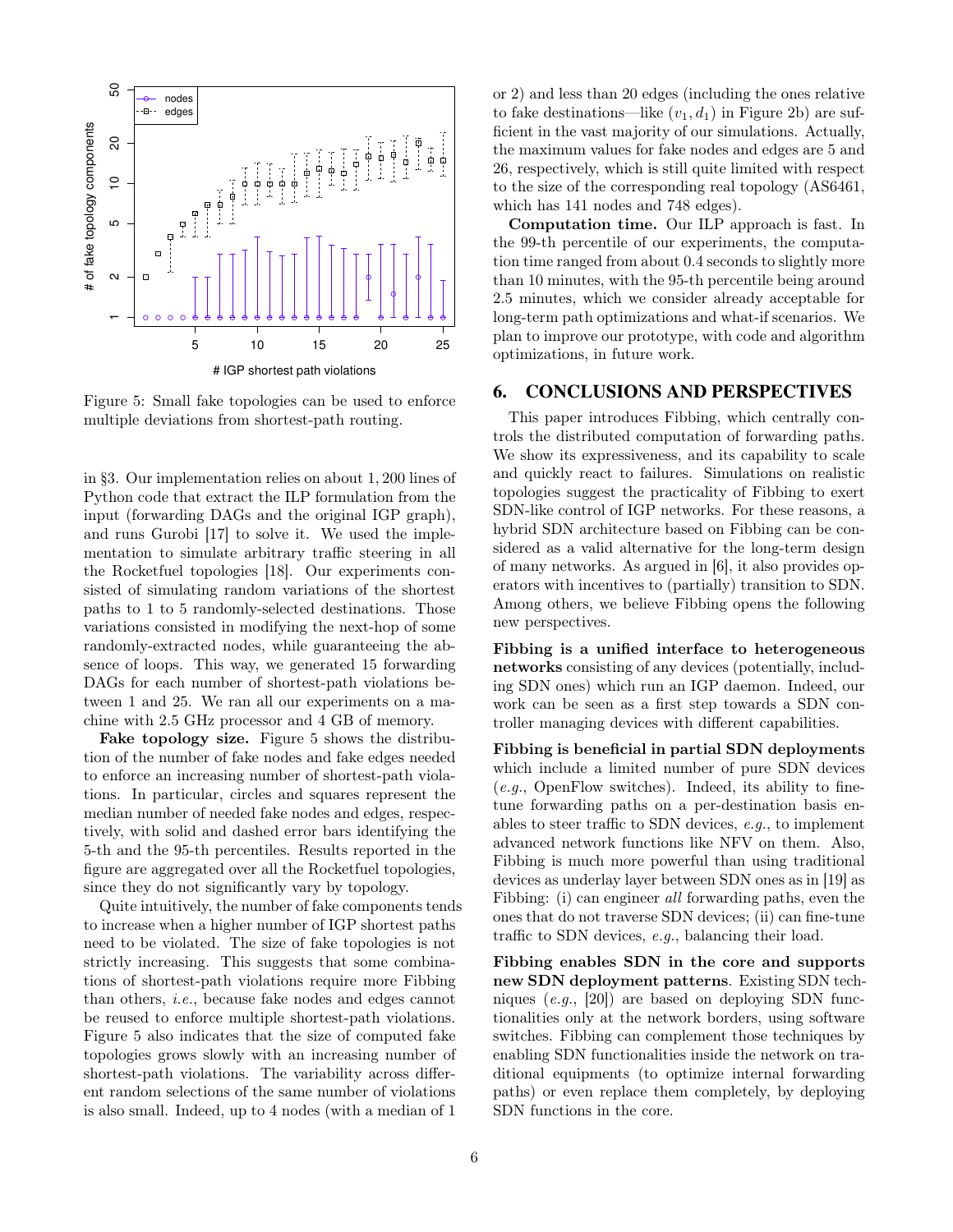Figure 5: Small fake topologies can be used to enforce multiple deviations from shortest-path routing.

in §3. Our implementation relies on about 1,200 lines of Python code that extract the ILP formulation from the input (forwarding DAGs and the original IGP graph), and runs Gurobi [17] to solve it. We used the implementation to simulate arbitrary traffic steering in all the Rocketfuel topologies [18]. Our experiments consisted of simulating random variations of the shortest paths to 1 to 5 randomly-selected destinations. Those variations consisted in modifying the next-hop of some randomly-extracted nodes, while guaranteeing the absence of loops. This way, we generated 15 forwarding DAGs for each number of shortest-path violations between 1 and 25. We ran all our experiments on a machine with 2.5 GHz processor and 4 GB of memory.

**Fake topology size.** Figure 5 shows the distribution of the number of fake nodes and fake edges needed to enforce an increasing number of shortest-path violations. In particular, circles and squares represent the median number of needed fake nodes and edges, respectively, with solid and dashed error bars identifying the 5-th and the 95-th percentiles. Results reported in the figure are aggregated over all the Rocketfuel topologies, since they do not significantly vary by topology.

Quite intuitively, the number of fake components tends to increase when a higher number of IGP shortest paths need to be violated. The size of fake topologies is not strictly increasing. This suggests that some combinations of shortest-path violations require more Fibbing than others, *i.e.*, because fake nodes and edges cannot be reused to enforce multiple shortest-path violations. Figure 5 also indicates that the size of computed fake topologies grows slowly with an increasing number of shortest-path violations. The variability across different random selections of the same number of violations is also small. Indeed, up to 4 nodes (with a median of 1 or 2) and less than 20 edges (including the ones relative to fake destinations—like $(v_1, d_1)$ in Figure 2b) are sufficient in the vast majority of our simulations. Actually, the maximum values for fake nodes and edges are 5 and 26, respectively, which is still quite limited with respect to the size of the corresponding real topology (AS6461, which has 141 nodes and 748 edges).

**Computation time.** Our ILP approach is fast. In the 99-th percentile of our experiments, the computation time ranged from about 0.4 seconds to slightly more than 10 minutes, with the 95-th percentile being around 2.5 minutes, which we consider already acceptable for long-term path optimizations and what-if scenarios. We plan to improve our prototype, with code and algorithm optimizations, in future work.

## 6. CONCLUSIONS AND PERSPECTIVES

This paper introduces Fibbing, which centrally controls the distributed computation of forwarding paths. We show its expressiveness, and its capability to scale and quickly react to failures. Simulations on realistic topologies suggest the practicality of Fibbing to exert SDN-like control of IGP networks. For these reasons, a hybrid SDN architecture based on Fibbing can be considered as a valid alternative for the long-term design of many networks. As argued in [6], it also provides operators with incentives to (partially) transition to SDN. Among others, we believe Fibbing opens the following new perspectives.

**Fibbing is a unified interface to heterogeneous networks** consisting of any devices (potentially, including SDN ones) which run an IGP daemon. Indeed, our work can be seen as a first step towards a SDN controller managing devices with different capabilities.

**Fibbing is beneficial in partial SDN deployments** which include a limited number of pure SDN devices (*e.g.*, OpenFlow switches). Indeed, its ability to fine-tune forwarding paths on a per-destination basis enables to steer traffic to SDN devices, *e.g.*, to implement advanced network functions like NFV on them. Also, Fibbing is much more powerful than using traditional devices as underlay layer between SDN ones as in [19] as Fibbing: (i) can engineer *all* forwarding paths, even the ones that do not traverse SDN devices; (ii) can fine-tune traffic to SDN devices, *e.g.*, balancing their load.

**Fibbing enables SDN in the core and supports new SDN deployment patterns**. Existing SDN techniques (*e.g.*, [20]) are based on deploying SDN functionalities only at the network borders, using software switches. Fibbing can complement those techniques by enabling SDN functionalities inside the network on traditional equipments (to optimize internal forwarding paths) or even replace them completely, by deploying SDN functions in the core.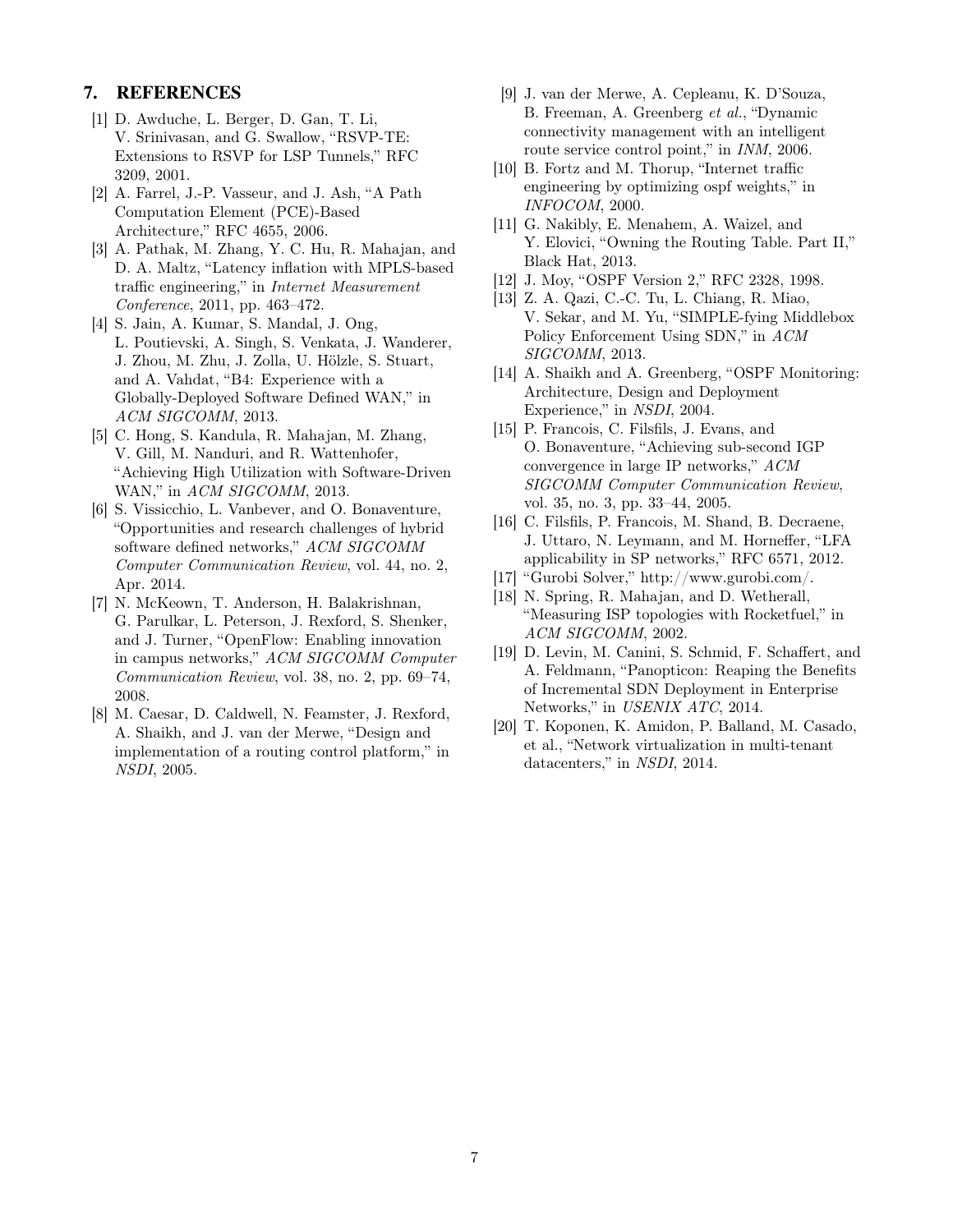## 7. REFERENCES

[1] D. Awduche, L. Berger, D. Gan, T. Li, V. Srinivasan, and G. Swallow, "RSVP-TE: Extensions to RSVP for LSP Tunnels," RFC 3209, 2001.

[2] A. Farrel, J.-P. Vasseur, and J. Ash, "A Path Computation Element (PCE)-Based Architecture," RFC 4655, 2006.

[3] A. Pathak, M. Zhang, Y. C. Hu, R. Mahajan, and D. A. Maltz, "Latency inflation with MPLS-based traffic engineering," in *Internet Measurement Conference*, 2011, pp. 463–472.

[4] S. Jain, A. Kumar, S. Mandal, J. Ong, L. Poutievski, A. Singh, S. Venkata, J. Wanderer, J. Zhou, M. Zhu, J. Zolla, U. Hölzle, S. Stuart, and A. Vahdat, "B4: Experience with a Globally-Deployed Software Defined WAN," in *ACM SIGCOMM*, 2013.

[5] C. Hong, S. Kandula, R. Mahajan, M. Zhang, V. Gill, M. Nanduri, and R. Wattenhofer, "Achieving High Utilization with Software-Driven WAN," in *ACM SIGCOMM*, 2013.

[6] S. Vissicchio, L. Vanbever, and O. Bonaventure, "Opportunities and research challenges of hybrid software defined networks," *ACM SIGCOMM Computer Communication Review*, vol. 44, no. 2, Apr. 2014.

[7] N. McKeown, T. Anderson, H. Balakrishnan, G. Parulkar, L. Peterson, J. Rexford, S. Shenker, and J. Turner, "OpenFlow: Enabling innovation in campus networks," *ACM SIGCOMM Computer Communication Review*, vol. 38, no. 2, pp. 69–74, 2008.

[8] M. Caesar, D. Caldwell, N. Feamster, J. Rexford, A. Shaikh, and J. van der Merwe, "Design and implementation of a routing control platform," in *NSDI*, 2005.

[9] J. van der Merwe, A. Cepleanu, K. D'Souza, B. Freeman, A. Greenberg *et al.*, "Dynamic connectivity management with an intelligent route service control point," in *INM*, 2006.

[10] B. Fortz and M. Thorup, "Internet traffic engineering by optimizing ospf weights," in *INFOCOM*, 2000.

[11] G. Nakibly, E. Menahem, A. Waizel, and Y. Elovici, "Owning the Routing Table. Part II," Black Hat, 2013.

[12] J. Moy, "OSPF Version 2," RFC 2328, 1998.

[13] Z. A. Qazi, C.-C. Tu, L. Chiang, R. Miao, V. Sekar, and M. Yu, "SIMPLE-fying Middlebox Policy Enforcement Using SDN," in *ACM SIGCOMM*, 2013.

[14] A. Shaikh and A. Greenberg, "OSPF Monitoring: Architecture, Design and Deployment Experience," in *NSDI*, 2004.

[15] P. Francois, C. Filsfils, J. Evans, and O. Bonaventure, "Achieving sub-second IGP convergence in large IP networks," *ACM SIGCOMM Computer Communication Review*, vol. 35, no. 3, pp. 33–44, 2005.

[16] C. Filsfils, P. Francois, M. Shand, B. Decraene, J. Uttaro, N. Leymann, and M. Horneffer, "LFA applicability in SP networks," RFC 6571, 2012.

[17] "Gurobi Solver," http://www.gurobi.com/.

[18] N. Spring, R. Mahajan, and D. Wetherall, "Measuring ISP topologies with Rocketfuel," in *ACM SIGCOMM*, 2002.

[19] D. Levin, M. Canini, S. Schmid, F. Schaffert, and A. Feldmann, "Panopticon: Reaping the Benefits of Incremental SDN Deployment in Enterprise Networks," in *USENIX ATC*, 2014.

[20] T. Koponen, K. Amidon, P. Balland, M. Casado, et al., "Network virtualization in multi-tenant datacenters," in *NSDI*, 2014.